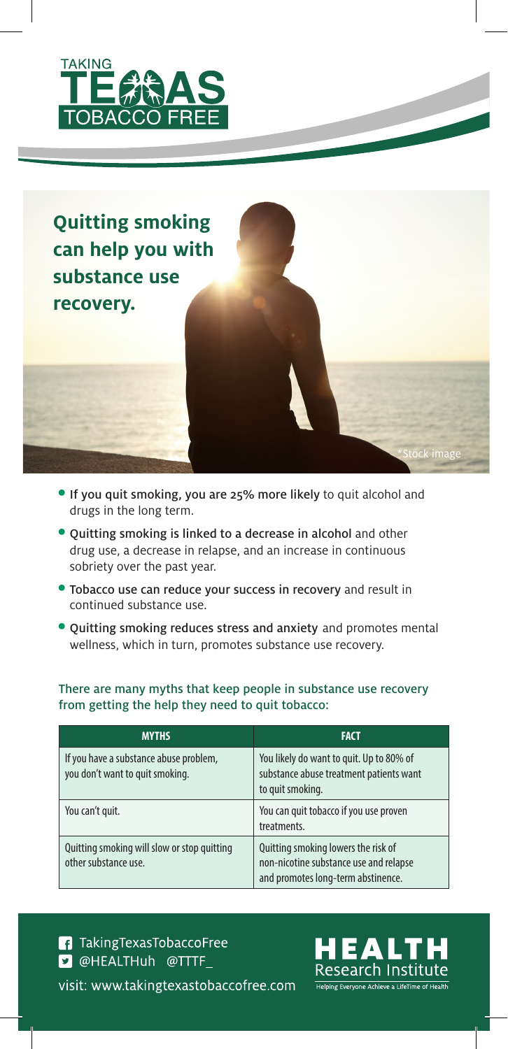TAKING TEXAS TOBACCO FREE

# Quitting smoking can help you with substance use recovery.

*Stock image

- **If you quit smoking, you are 25% more likely** to quit alcohol and drugs in the long term.
- **Quitting smoking is linked to a decrease in alcohol** and other drug use, a decrease in relapse, and an increase in continuous sobriety over the past year.
- **Tobacco use can reduce your success in recovery** and result in continued substance use.
- **Quitting smoking reduces stress and anxiety** and promotes mental wellness, which in turn, promotes substance use recovery.

There are many myths that keep people in substance use recovery from getting the help they need to quit tobacco:

| MYTHS | FACT |
| --- | --- |
| If you have a substance abuse problem, you don't want to quit smoking. | You likely do want to quit. Up to 80% of substance abuse treatment patients want to quit smoking. |
| You can't quit. | You can quit tobacco if you use proven treatments. |
| Quitting smoking will slow or stop quitting other substance use. | Quitting smoking lowers the risk of non-nicotine substance use and relapse and promotes long-term abstinence. |

TakingTexasTobaccoFree
@HEALTHuh @TTTF_

visit: www.takingtexastobaccofree.com

HEALTH Research Institute
Helping Everyone Achieve a LifeTime of Health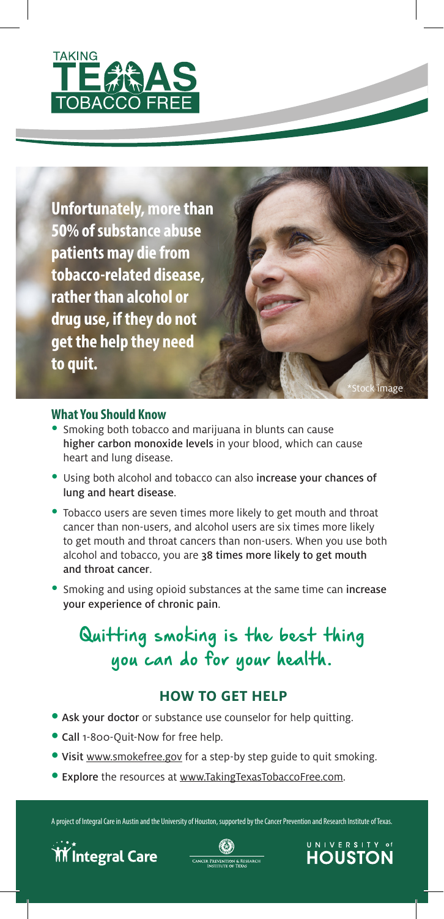TAKING TEXAS TOBACCO FREE

**Unfortunately, more than 50% of substance abuse patients may die from tobacco-related disease, rather than alcohol or drug use, if they do not get the help they need to quit.**

*Stock image

## What You Should Know

- Smoking both tobacco and marijuana in blunts can cause higher carbon monoxide levels in your blood, which can cause heart and lung disease.
- Using both alcohol and tobacco can also increase your chances of lung and heart disease.
- Tobacco users are seven times more likely to get mouth and throat cancer than non-users, and alcohol users are six times more likely to get mouth and throat cancers than non-users. When you use both alcohol and tobacco, you are **38 times more likely to get mouth and throat cancer**.
- Smoking and using opioid substances at the same time can increase your experience of chronic pain.

## Quitting smoking is the best thing you can do for your health.

## HOW TO GET HELP

- **Ask your doctor** or substance use counselor for help quitting.
- **Call** 1-800-Quit-Now for free help.
- **Visit** www.smokefree.gov for a step-by step guide to quit smoking.
- **Explore** the resources at www.TakingTexasTobaccoFree.com.

A project of Integral Care in Austin and the University of Houston, supported by the Cancer Prevention and Research Institute of Texas.

Integral Care

Cancer Prevention & Research Institute of Texas

University of Houston